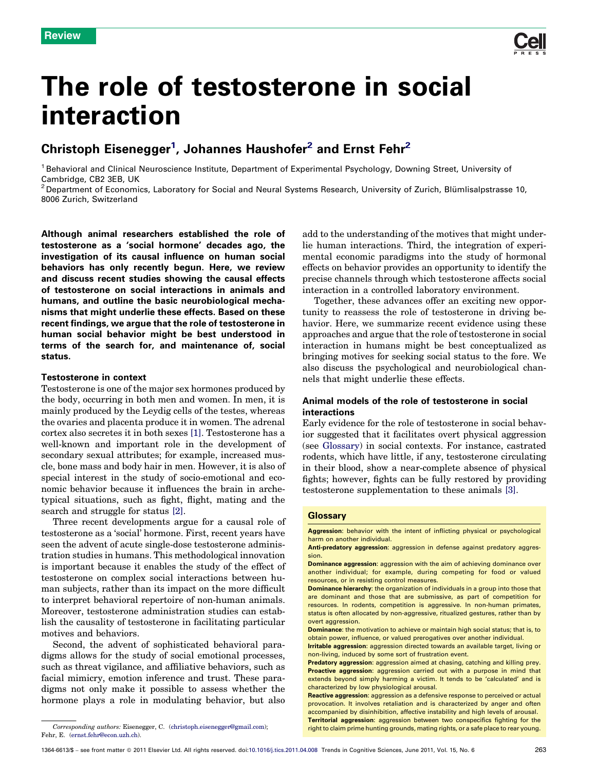Review

# The role of testosterone in social interaction

## Christoph Eisenegger[1], Johannes Haushofer[2] and Ernst Fehr[2]

[1] Behavioral and Clinical Neuroscience Institute, Department of Experimental Psychology, Downing Street, University of Cambridge, CB2 3EB, UK
[2] Department of Economics, Laboratory for Social and Neural Systems Research, University of Zurich, Blümlisalpstrasse 10, 8006 Zurich, Switzerland

**Although animal researchers established the role of testosterone as a 'social hormone' decades ago, the investigation of its causal influence on human social behaviors has only recently begun. Here, we review and discuss recent studies showing the causal effects of testosterone on social interactions in animals and humans, and outline the basic neurobiological mechanisms that might underlie these effects. Based on these recent findings, we argue that the role of testosterone in human social behavior might be best understood in terms of the search for, and maintenance of, social status.**

### Testosterone in context

Testosterone is one of the major sex hormones produced by the body, occurring in both men and women. In men, it is mainly produced by the Leydig cells of the testes, whereas the ovaries and placenta produce it in women. The adrenal cortex also secretes it in both sexes [1]. Testosterone has a well-known and important role in the development of secondary sexual attributes; for example, increased muscle, bone mass and body hair in men. However, it is also of special interest in the study of socio-emotional and economic behavior because it influences the brain in archetypical situations, such as fight, flight, mating and the search and struggle for status [2].

Three recent developments argue for a causal role of testosterone as a 'social' hormone. First, recent years have seen the advent of acute single-dose testosterone administration studies in humans. This methodological innovation is important because it enables the study of the effect of testosterone on complex social interactions between human subjects, rather than its impact on the more difficult to interpret behavioral repertoire of non-human animals. Moreover, testosterone administration studies can establish the causality of testosterone in facilitating particular motives and behaviors.

Second, the advent of sophisticated behavioral paradigms allows for the study of social emotional processes, such as threat vigilance, and affiliative behaviors, such as facial mimicry, emotion inference and trust. These paradigms not only make it possible to assess whether the hormone plays a role in modulating behavior, but also add to the understanding of the motives that might underlie human interactions. Third, the integration of experimental economic paradigms into the study of hormonal effects on behavior provides an opportunity to identify the precise channels through which testosterone affects social interaction in a controlled laboratory environment.

Together, these advances offer an exciting new opportunity to reassess the role of testosterone in driving behavior. Here, we summarize recent evidence using these approaches and argue that the role of testosterone in social interaction in humans might be best conceptualized as bringing motives for seeking social status to the fore. We also discuss the psychological and neurobiological channels that might underlie these effects.

### Animal models of the role of testosterone in social interactions

Early evidence for the role of testosterone in social behavior suggested that it facilitates overt physical aggression (see Glossary) in social contexts. For instance, castrated rodents, which have little, if any, testosterone circulating in their blood, show a near-complete absence of physical fights; however, fights can be fully restored by providing testosterone supplementation to these animals [3].

#### Glossary

**Aggression**: behavior with the intent of inflicting physical or psychological harm on another individual.

**Anti-predatory aggression**: aggression in defense against predatory aggression.

**Dominance aggression**: aggression with the aim of achieving dominance over another individual; for example, during competing for food or valued resources, or in resisting control measures.

**Dominance hierarchy**: the organization of individuals in a group into those that are dominant and those that are submissive, as part of competition for resources. In rodents, competition is aggressive. In non-human primates, status is often allocated by non-aggressive, ritualized gestures, rather than by overt aggression.

**Dominance**: the motivation to achieve or maintain high social status; that is, to obtain power, influence, or valued prerogatives over another individual.

**Irritable aggression**: aggression directed towards an available target, living or non-living, induced by some sort of frustration event.

**Predatory aggression**: aggression aimed at chasing, catching and killing prey.

**Proactive aggression**: aggression carried out with a purpose in mind that extends beyond simply harming a victim. It tends to be 'calculated' and is characterized by low physiological arousal.

**Reactive aggression**: aggression as a defensive response to perceived or actual provocation. It involves retaliation and is characterized by anger and often accompanied by disinhibition, affective instability and high levels of arousal.

**Territorial aggression**: aggression between two conspecifics fighting for the right to claim prime hunting grounds, mating rights, or a safe place to rear young.

*Corresponding authors:* Eisenegger, C. (christoph.eisenegger@gmail.com); Fehr, E. (ernst.fehr@econ.uzh.ch).

1364-6613/$ – see front matter © 2011 Elsevier Ltd. All rights reserved. doi:10.1016/j.tics.2011.04.008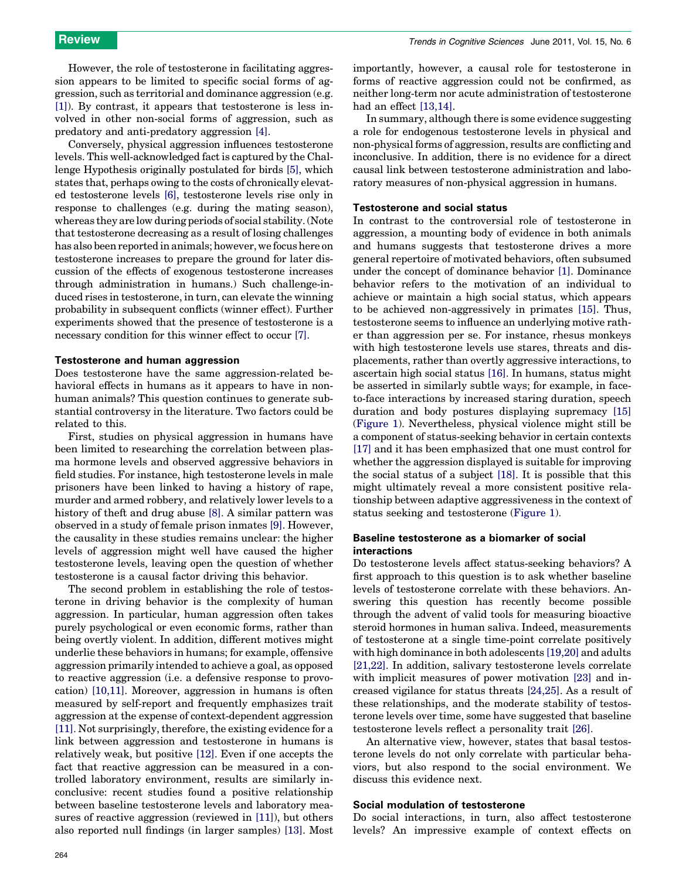However, the role of testosterone in facilitating aggression appears to be limited to specific social forms of aggression, such as territorial and dominance aggression (e.g. [1]). By contrast, it appears that testosterone is less involved in other non-social forms of aggression, such as predatory and anti-predatory aggression [4].

Conversely, physical aggression influences testosterone levels. This well-acknowledged fact is captured by the Challenge Hypothesis originally postulated for birds [5], which states that, perhaps owing to the costs of chronically elevated testosterone levels [6], testosterone levels rise only in response to challenges (e.g. during the mating season), whereas they are low during periods of social stability. (Note that testosterone decreasing as a result of losing challenges has also been reported in animals; however, we focus here on testosterone increases to prepare the ground for later discussion of the effects of exogenous testosterone increases through administration in humans.) Such challenge-induced rises in testosterone, in turn, can elevate the winning probability in subsequent conflicts (winner effect). Further experiments showed that the presence of testosterone is a necessary condition for this winner effect to occur [7].

### Testosterone and human aggression

Does testosterone have the same aggression-related behavioral effects in humans as it appears to have in non-human animals? This question continues to generate substantial controversy in the literature. Two factors could be related to this.

First, studies on physical aggression in humans have been limited to researching the correlation between plasma hormone levels and observed aggressive behaviors in field studies. For instance, high testosterone levels in male prisoners have been linked to having a history of rape, murder and armed robbery, and relatively lower levels to a history of theft and drug abuse [8]. A similar pattern was observed in a study of female prison inmates [9]. However, the causality in these studies remains unclear: the higher levels of aggression might well have caused the higher testosterone levels, leaving open the question of whether testosterone is a causal factor driving this behavior.

The second problem in establishing the role of testosterone in driving behavior is the complexity of human aggression. In particular, human aggression often takes purely psychological or even economic forms, rather than being overtly violent. In addition, different motives might underlie these behaviors in humans; for example, offensive aggression primarily intended to achieve a goal, as opposed to reactive aggression (i.e. a defensive response to provocation) [10,11]. Moreover, aggression in humans is often measured by self-report and frequently emphasizes trait aggression at the expense of context-dependent aggression [11]. Not surprisingly, therefore, the existing evidence for a link between aggression and testosterone in humans is relatively weak, but positive [12]. Even if one accepts the fact that reactive aggression can be measured in a controlled laboratory environment, results are similarly inconclusive: recent studies found a positive relationship between baseline testosterone levels and laboratory measures of reactive aggression (reviewed in [11]), but others also reported null findings (in larger samples) [13]. Most importantly, however, a causal role for testosterone in forms of reactive aggression could not be confirmed, as neither long-term nor acute administration of testosterone had an effect [13,14].

In summary, although there is some evidence suggesting a role for endogenous testosterone levels in physical and non-physical forms of aggression, results are conflicting and inconclusive. In addition, there is no evidence for a direct causal link between testosterone administration and laboratory measures of non-physical aggression in humans.

### Testosterone and social status

In contrast to the controversial role of testosterone in aggression, a mounting body of evidence in both animals and humans suggests that testosterone drives a more general repertoire of motivated behaviors, often subsumed under the concept of dominance behavior [1]. Dominance behavior refers to the motivation of an individual to achieve or maintain a high social status, which appears to be achieved non-aggressively in primates [15]. Thus, testosterone seems to influence an underlying motive rather than aggression per se. For instance, rhesus monkeys with high testosterone levels use stares, threats and displacements, rather than overtly aggressive interactions, to ascertain high social status [16]. In humans, status might be asserted in similarly subtle ways; for example, in face-to-face interactions by increased staring duration, speech duration and body postures displaying supremacy [15] (Figure 1). Nevertheless, physical violence might still be a component of status-seeking behavior in certain contexts [17] and it has been emphasized that one must control for whether the aggression displayed is suitable for improving the social status of a subject [18]. It is possible that this might ultimately reveal a more consistent positive relationship between adaptive aggressiveness in the context of status seeking and testosterone (Figure 1).

### Baseline testosterone as a biomarker of social interactions

Do testosterone levels affect status-seeking behaviors? A first approach to this question is to ask whether baseline levels of testosterone correlate with these behaviors. Answering this question has recently become possible through the advent of valid tools for measuring bioactive steroid hormones in human saliva. Indeed, measurements of testosterone at a single time-point correlate positively with high dominance in both adolescents [19,20] and adults [21,22]. In addition, salivary testosterone levels correlate with implicit measures of power motivation [23] and increased vigilance for status threats [24,25]. As a result of these relationships, and the moderate stability of testosterone levels over time, some have suggested that baseline testosterone levels reflect a personality trait [26].

An alternative view, however, states that basal testosterone levels do not only correlate with particular behaviors, but also respond to the social environment. We discuss this evidence next.

### Social modulation of testosterone

Do social interactions, in turn, also affect testosterone levels? An impressive example of context effects on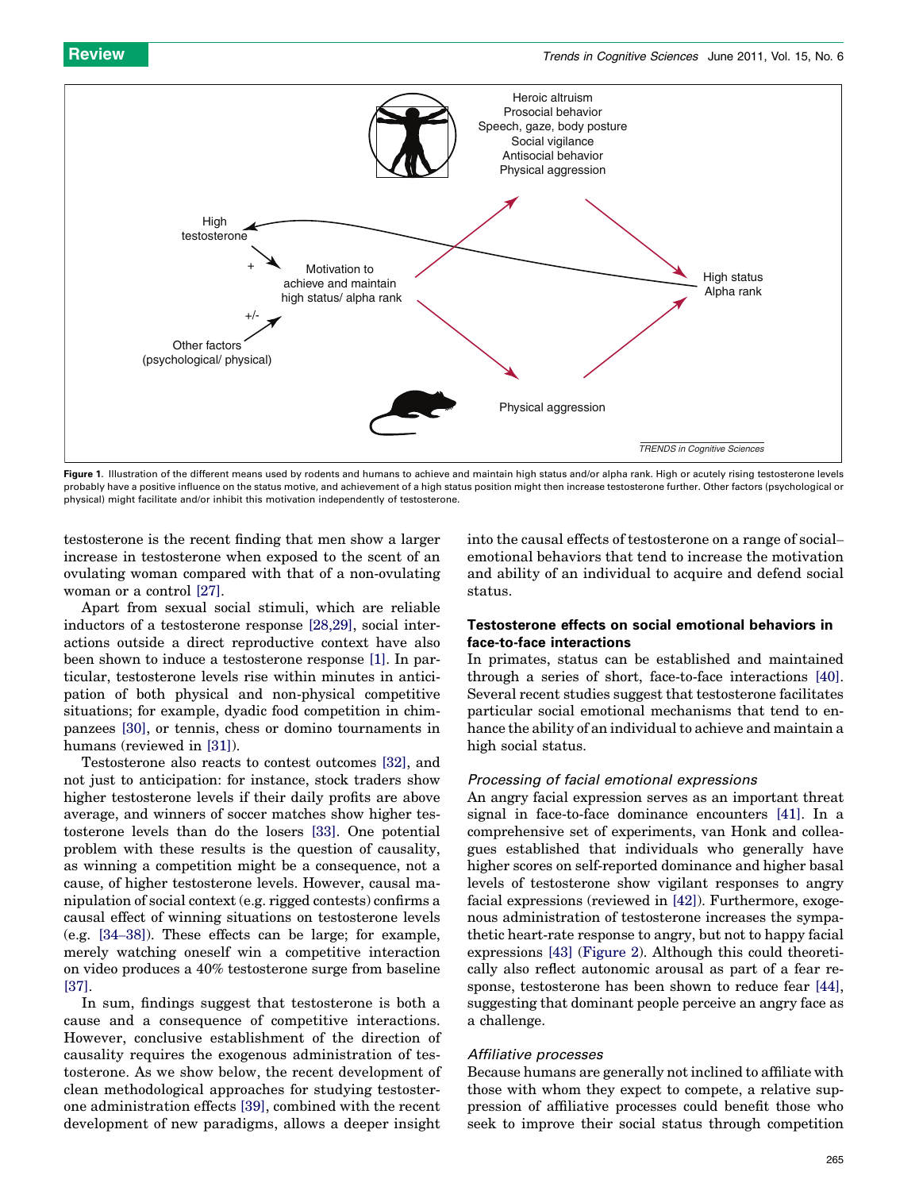**Figure 1**. Illustration of the different means used by rodents and humans to achieve and maintain high status and/or alpha rank. High or acutely rising testosterone levels probably have a positive influence on the status motive, and achievement of a high status position might then increase testosterone further. Other factors (psychological or physical) might facilitate and/or inhibit this motivation independently of testosterone.

testosterone is the recent finding that men show a larger increase in testosterone when exposed to the scent of an ovulating woman compared with that of a non-ovulating woman or a control [27].

Apart from sexual social stimuli, which are reliable inductors of a testosterone response [28,29], social interactions outside a direct reproductive context have also been shown to induce a testosterone response [1]. In particular, testosterone levels rise within minutes in anticipation of both physical and non-physical competitive situations; for example, dyadic food competition in chimpanzees [30], or tennis, chess or domino tournaments in humans (reviewed in [31]).

Testosterone also reacts to contest outcomes [32], and not just to anticipation: for instance, stock traders show higher testosterone levels if their daily profits are above average, and winners of soccer matches show higher testosterone levels than do the losers [33]. One potential problem with these results is the question of causality, as winning a competition might be a consequence, not a cause, of higher testosterone levels. However, causal manipulation of social context (e.g. rigged contests) confirms a causal effect of winning situations on testosterone levels (e.g. [34–38]). These effects can be large; for example, merely watching oneself win a competitive interaction on video produces a 40% testosterone surge from baseline [37].

In sum, findings suggest that testosterone is both a cause and a consequence of competitive interactions. However, conclusive establishment of the direction of causality requires the exogenous administration of testosterone. As we show below, the recent development of clean methodological approaches for studying testosterone administration effects [39], combined with the recent development of new paradigms, allows a deeper insight into the causal effects of testosterone on a range of social–emotional behaviors that tend to increase the motivation and ability of an individual to acquire and defend social status.

## Testosterone effects on social emotional behaviors in face-to-face interactions

In primates, status can be established and maintained through a series of short, face-to-face interactions [40]. Several recent studies suggest that testosterone facilitates particular social emotional mechanisms that tend to enhance the ability of an individual to achieve and maintain a high social status.

### *Processing of facial emotional expressions*

An angry facial expression serves as an important threat signal in face-to-face dominance encounters [41]. In a comprehensive set of experiments, van Honk and colleagues established that individuals who generally have higher scores on self-reported dominance and higher basal levels of testosterone show vigilant responses to angry facial expressions (reviewed in [42]). Furthermore, exogenous administration of testosterone increases the sympathetic heart-rate response to angry, but not to happy facial expressions [43] (Figure 2). Although this could theoretically also reflect autonomic arousal as part of a fear response, testosterone has been shown to reduce fear [44], suggesting that dominant people perceive an angry face as a challenge.

### *Affiliative processes*

Because humans are generally not inclined to affiliate with those with whom they expect to compete, a relative suppression of affiliative processes could benefit those who seek to improve their social status through competition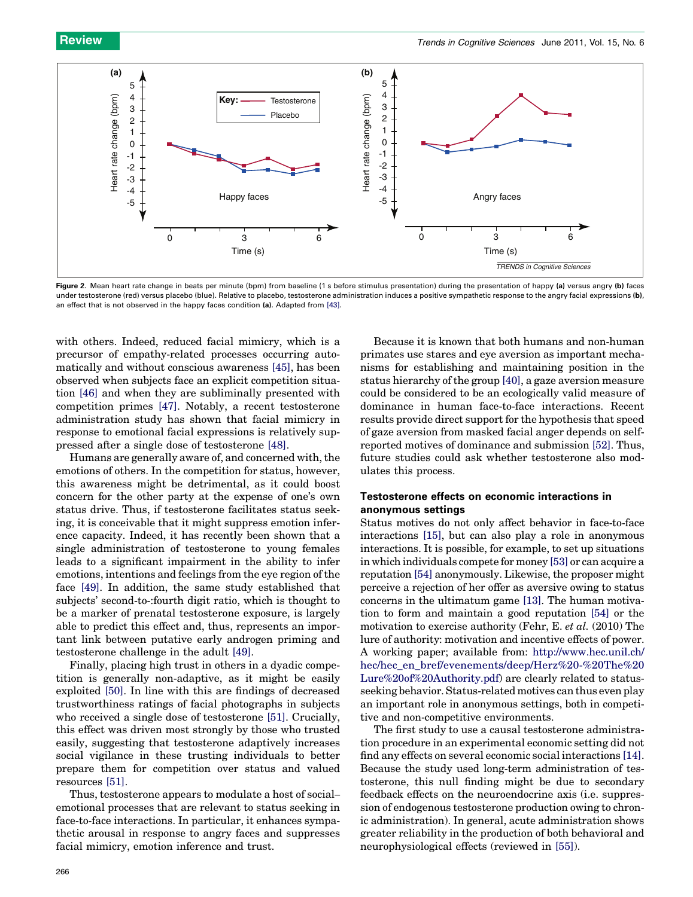Figure 2. Mean heart rate change in beats per minute (bpm) from baseline (1 s before stimulus presentation) during the presentation of happy **(a)** versus angry **(b)** faces under testosterone (red) versus placebo (blue). Relative to placebo, testosterone administration induces a positive sympathetic response to the angry facial expressions **(b)**, an effect that is not observed in the happy faces condition **(a)**. Adapted from [43].

with others. Indeed, reduced facial mimicry, which is a precursor of empathy-related processes occurring automatically and without conscious awareness [45], has been observed when subjects face an explicit competition situation [46] and when they are subliminally presented with competition primes [47]. Notably, a recent testosterone administration study has shown that facial mimicry in response to emotional facial expressions is relatively suppressed after a single dose of testosterone [48].

Humans are generally aware of, and concerned with, the emotions of others. In the competition for status, however, this awareness might be detrimental, as it could boost concern for the other party at the expense of one's own status drive. Thus, if testosterone facilitates status seeking, it is conceivable that it might suppress emotion inference capacity. Indeed, it has recently been shown that a single administration of testosterone to young females leads to a significant impairment in the ability to infer emotions, intentions and feelings from the eye region of the face [49]. In addition, the same study established that subjects' second-to-:fourth digit ratio, which is thought to be a marker of prenatal testosterone exposure, is largely able to predict this effect and, thus, represents an important link between putative early androgen priming and testosterone challenge in the adult [49].

Finally, placing high trust in others in a dyadic competition is generally non-adaptive, as it might be easily exploited [50]. In line with this are findings of decreased trustworthiness ratings of facial photographs in subjects who received a single dose of testosterone [51]. Crucially, this effect was driven most strongly by those who trusted easily, suggesting that testosterone adaptively increases social vigilance in these trusting individuals to better prepare them for competition over status and valued resources [51].

Thus, testosterone appears to modulate a host of social–emotional processes that are relevant to status seeking in face-to-face interactions. In particular, it enhances sympathetic arousal in response to angry faces and suppresses facial mimicry, emotion inference and trust.

Because it is known that both humans and non-human primates use stares and eye aversion as important mechanisms for establishing and maintaining position in the status hierarchy of the group [40], a gaze aversion measure could be considered to be an ecologically valid measure of dominance in human face-to-face interactions. Recent results provide direct support for the hypothesis that speed of gaze aversion from masked facial anger depends on self-reported motives of dominance and submission [52]. Thus, future studies could ask whether testosterone also modulates this process.

### Testosterone effects on economic interactions in anonymous settings

Status motives do not only affect behavior in face-to-face interactions [15], but can also play a role in anonymous interactions. It is possible, for example, to set up situations in which individuals compete for money [53] or can acquire a reputation [54] anonymously. Likewise, the proposer might perceive a rejection of her offer as aversive owing to status concerns in the ultimatum game [13]. The human motivation to form and maintain a good reputation [54] or the motivation to exercise authority (Fehr, E. *et al.* (2010) The lure of authority: motivation and incentive effects of power. A working paper; available from: http://www.hec.unil.ch/hec/hec_en_bref/evenements/deep/Herz%20-%20The%20Lure%20of%20Authority.pdf) are clearly related to status-seeking behavior. Status-related motives can thus even play an important role in anonymous settings, both in competitive and non-competitive environments.

The first study to use a causal testosterone administration procedure in an experimental economic setting did not find any effects on several economic social interactions [14]. Because the study used long-term administration of testosterone, this null finding might be due to secondary feedback effects on the neuroendocrine axis (i.e. suppression of endogenous testosterone production owing to chronic administration). In general, acute administration shows greater reliability in the production of both behavioral and neurophysiological effects (reviewed in [55]).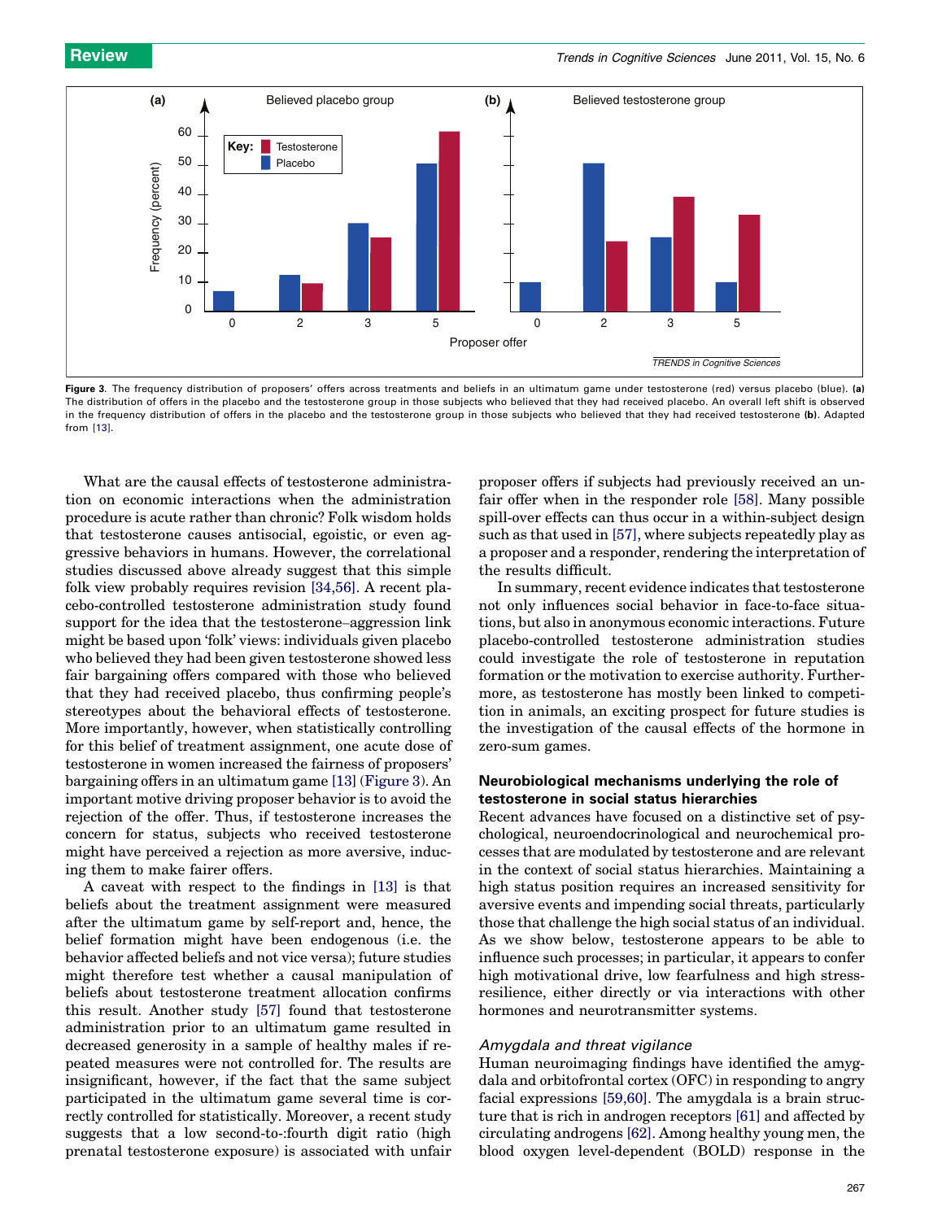Figure 3. The frequency distribution of proposers' offers across treatments and beliefs in an ultimatum game under testosterone (red) versus placebo (blue). **(a)** The distribution of offers in the placebo and the testosterone group in those subjects who believed that they had received placebo. An overall left shift is observed in the frequency distribution of offers in the placebo and the testosterone group in those subjects who believed that they had received testosterone **(b)**. Adapted from [13].

What are the causal effects of testosterone administration on economic interactions when the administration procedure is acute rather than chronic? Folk wisdom holds that testosterone causes antisocial, egoistic, or even aggressive behaviors in humans. However, the correlational studies discussed above already suggest that this simple folk view probably requires revision [34,56]. A recent placebo-controlled testosterone administration study found support for the idea that the testosterone–aggression link might be based upon 'folk' views: individuals given placebo who believed they had been given testosterone showed less fair bargaining offers compared with those who believed that they had received placebo, thus confirming people's stereotypes about the behavioral effects of testosterone. More importantly, however, when statistically controlling for this belief of treatment assignment, one acute dose of testosterone in women increased the fairness of proposers' bargaining offers in an ultimatum game [13] (Figure 3). An important motive driving proposer behavior is to avoid the rejection of the offer. Thus, if testosterone increases the concern for status, subjects who received testosterone might have perceived a rejection as more aversive, inducing them to make fairer offers.

A caveat with respect to the findings in [13] is that beliefs about the treatment assignment were measured after the ultimatum game by self-report and, hence, the belief formation might have been endogenous (i.e. the behavior affected beliefs and not vice versa); future studies might therefore test whether a causal manipulation of beliefs about testosterone treatment allocation confirms this result. Another study [57] found that testosterone administration prior to an ultimatum game resulted in decreased generosity in a sample of healthy males if repeated measures were not controlled for. The results are insignificant, however, if the fact that the same subject participated in the ultimatum game several time is correctly controlled for statistically. Moreover, a recent study suggests that a low second-to-:fourth digit ratio (high prenatal testosterone exposure) is associated with unfair proposer offers if subjects had previously received an unfair offer when in the responder role [58]. Many possible spill-over effects can thus occur in a within-subject design such as that used in [57], where subjects repeatedly play as a proposer and a responder, rendering the interpretation of the results difficult.

In summary, recent evidence indicates that testosterone not only influences social behavior in face-to-face situations, but also in anonymous economic interactions. Future placebo-controlled testosterone administration studies could investigate the role of testosterone in reputation formation or the motivation to exercise authority. Furthermore, as testosterone has mostly been linked to competition in animals, an exciting prospect for future studies is the investigation of the causal effects of the hormone in zero-sum games.

## Neurobiological mechanisms underlying the role of testosterone in social status hierarchies

Recent advances have focused on a distinctive set of psychological, neuroendocrinological and neurochemical processes that are modulated by testosterone and are relevant in the context of social status hierarchies. Maintaining a high status position requires an increased sensitivity for aversive events and impending social threats, particularly those that challenge the high social status of an individual. As we show below, testosterone appears to be able to influence such processes; in particular, it appears to confer high motivational drive, low fearfulness and high stress-resilience, either directly or via interactions with other hormones and neurotransmitter systems.

### *Amygdala and threat vigilance*

Human neuroimaging findings have identified the amygdala and orbitofrontal cortex (OFC) in responding to angry facial expressions [59,60]. The amygdala is a brain structure that is rich in androgen receptors [61] and affected by circulating androgens [62]. Among healthy young men, the blood oxygen level-dependent (BOLD) response in the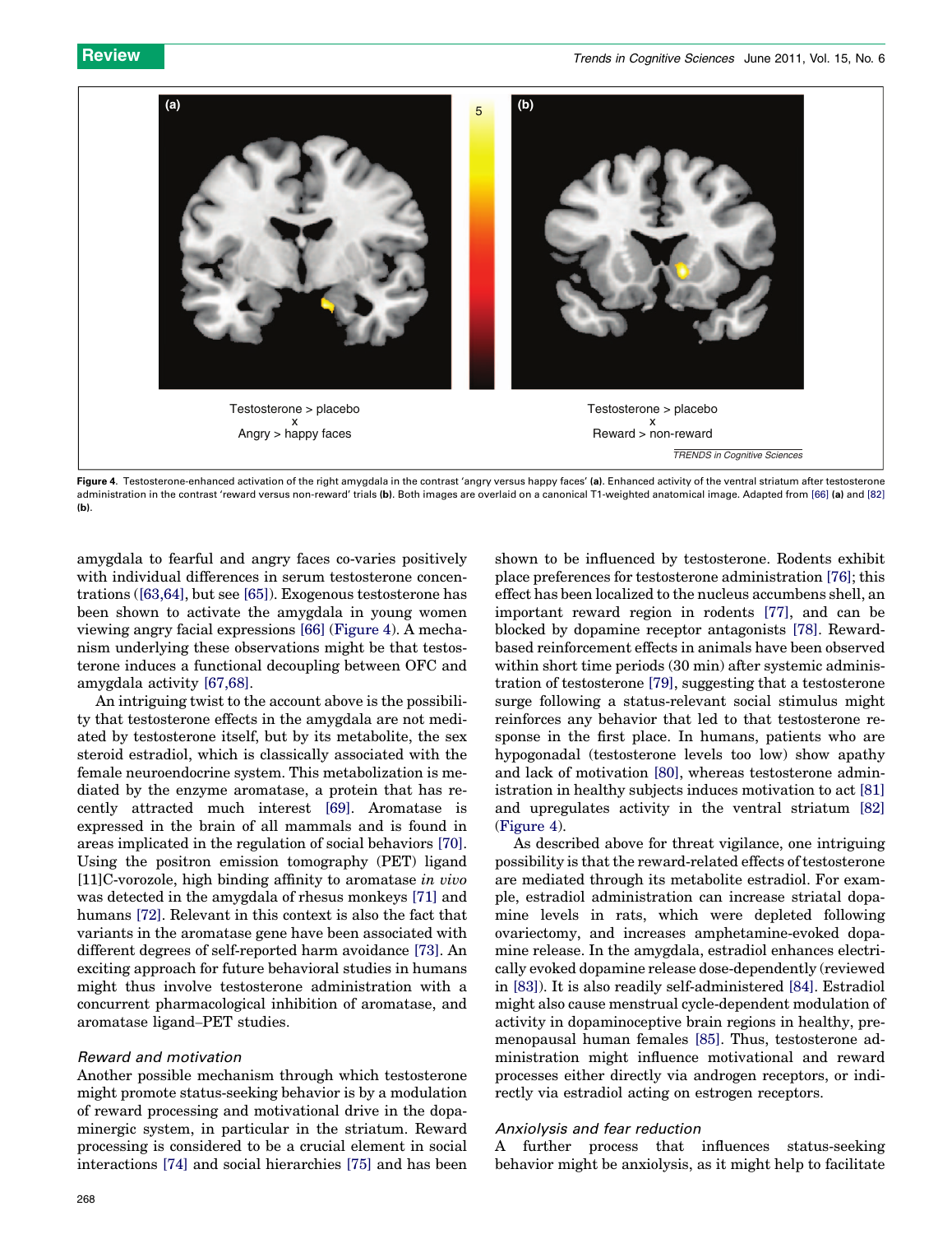Testosterone > placebo
x
Angry > happy faces

Testosterone > placebo
x
Reward > non-reward

**Figure 4.** Testosterone-enhanced activation of the right amygdala in the contrast 'angry versus happy faces' **(a)**. Enhanced activity of the ventral striatum after testosterone administration in the contrast 'reward versus non-reward' trials **(b)**. Both images are overlaid on a canonical T1-weighted anatomical image. Adapted from [66] **(a)** and [82] **(b)**.

amygdala to fearful and angry faces co-varies positively with individual differences in serum testosterone concentrations ([63,64], but see [65]). Exogenous testosterone has been shown to activate the amygdala in young women viewing angry facial expressions [66] (Figure 4). A mechanism underlying these observations might be that testosterone induces a functional decoupling between OFC and amygdala activity [67,68].

An intriguing twist to the account above is the possibility that testosterone effects in the amygdala are not mediated by testosterone itself, but by its metabolite, the sex steroid estradiol, which is classically associated with the female neuroendocrine system. This metabolization is mediated by the enzyme aromatase, a protein that has recently attracted much interest [69]. Aromatase is expressed in the brain of all mammals and is found in areas implicated in the regulation of social behaviors [70]. Using the positron emission tomography (PET) ligand [11]C-vorozole, high binding affinity to aromatase *in vivo* was detected in the amygdala of rhesus monkeys [71] and humans [72]. Relevant in this context is also the fact that variants in the aromatase gene have been associated with different degrees of self-reported harm avoidance [73]. An exciting approach for future behavioral studies in humans might thus involve testosterone administration with a concurrent pharmacological inhibition of aromatase, and aromatase ligand–PET studies.

### *Reward and motivation*

Another possible mechanism through which testosterone might promote status-seeking behavior is by a modulation of reward processing and motivational drive in the dopaminergic system, in particular in the striatum. Reward processing is considered to be a crucial element in social interactions [74] and social hierarchies [75] and has been shown to be influenced by testosterone. Rodents exhibit place preferences for testosterone administration [76]; this effect has been localized to the nucleus accumbens shell, an important reward region in rodents [77], and can be blocked by dopamine receptor antagonists [78]. Reward-based reinforcement effects in animals have been observed within short time periods (30 min) after systemic administration of testosterone [79], suggesting that a testosterone surge following a status-relevant social stimulus might reinforces any behavior that led to that testosterone response in the first place. In humans, patients who are hypogonadal (testosterone levels too low) show apathy and lack of motivation [80], whereas testosterone administration in healthy subjects induces motivation to act [81] and upregulates activity in the ventral striatum [82] (Figure 4).

As described above for threat vigilance, one intriguing possibility is that the reward-related effects of testosterone are mediated through its metabolite estradiol. For example, estradiol administration can increase striatal dopamine levels in rats, which were depleted following ovariectomy, and increases amphetamine-evoked dopamine release. In the amygdala, estradiol enhances electrically evoked dopamine release dose-dependently (reviewed in [83]). It is also readily self-administered [84]. Estradiol might also cause menstrual cycle-dependent modulation of activity in dopaminoceptive brain regions in healthy, premenopausal human females [85]. Thus, testosterone administration might influence motivational and reward processes either directly via androgen receptors, or indirectly via estradiol acting on estrogen receptors.

### *Anxiolysis and fear reduction*

A further process that influences status-seeking behavior might be anxiolysis, as it might help to facilitate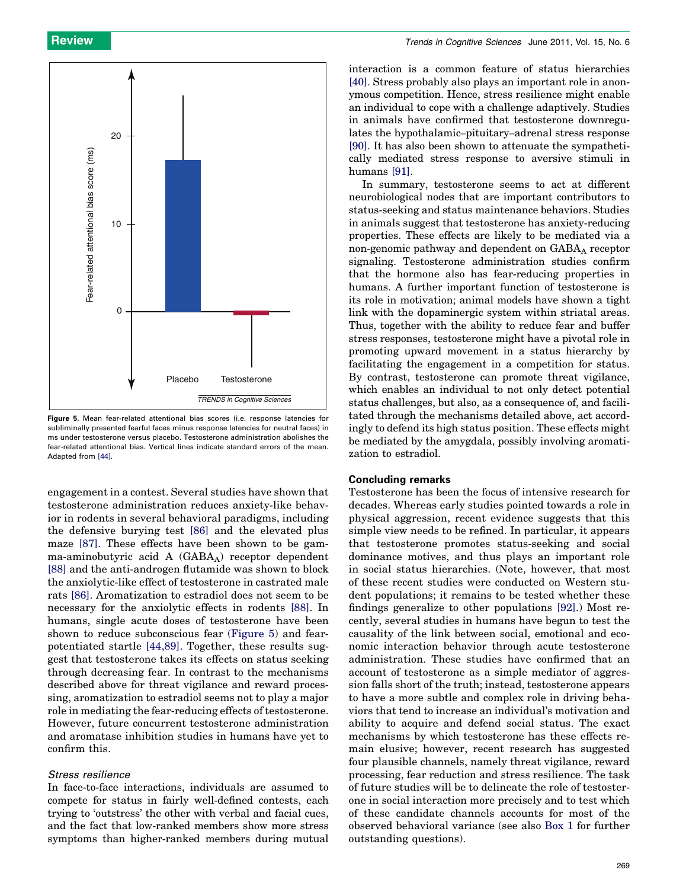Figure 5. Mean fear-related attentional bias scores (i.e. response latencies for subliminally presented fearful faces minus response latencies for neutral faces) in ms under testosterone versus placebo. Testosterone administration abolishes the fear-related attentional bias. Vertical lines indicate standard errors of the mean. Adapted from [44].

engagement in a contest. Several studies have shown that testosterone administration reduces anxiety-like behavior in rodents in several behavioral paradigms, including the defensive burying test [86] and the elevated plus maze [87]. These effects have been shown to be gamma-aminobutyric acid A ($GABA_A$) receptor dependent [88] and the anti-androgen flutamide was shown to block the anxiolytic-like effect of testosterone in castrated male rats [86]. Aromatization to estradiol does not seem to be necessary for the anxiolytic effects in rodents [88]. In humans, single acute doses of testosterone have been shown to reduce subconscious fear (Figure 5) and fear-potentiated startle [44,89]. Together, these results suggest that testosterone takes its effects on status seeking through decreasing fear. In contrast to the mechanisms described above for threat vigilance and reward processing, aromatization to estradiol seems not to play a major role in mediating the fear-reducing effects of testosterone. However, future concurrent testosterone administration and aromatase inhibition studies in humans have yet to confirm this.

### *Stress resilience*

In face-to-face interactions, individuals are assumed to compete for status in fairly well-defined contests, each trying to 'outstress' the other with verbal and facial cues, and the fact that low-ranked members show more stress symptoms than higher-ranked members during mutual interaction is a common feature of status hierarchies [40]. Stress probably also plays an important role in anonymous competition. Hence, stress resilience might enable an individual to cope with a challenge adaptively. Studies in animals have confirmed that testosterone downregulates the hypothalamic–pituitary–adrenal stress response [90]. It has also been shown to attenuate the sympathetically mediated stress response to aversive stimuli in humans [91].

In summary, testosterone seems to act at different neurobiological nodes that are important contributors to status-seeking and status maintenance behaviors. Studies in animals suggest that testosterone has anxiety-reducing properties. These effects are likely to be mediated via a non-genomic pathway and dependent on $GABA_A$ receptor signaling. Testosterone administration studies confirm that the hormone also has fear-reducing properties in humans. A further important function of testosterone is its role in motivation; animal models have shown a tight link with the dopaminergic system within striatal areas. Thus, together with the ability to reduce fear and buffer stress responses, testosterone might have a pivotal role in promoting upward movement in a status hierarchy by facilitating the engagement in a competition for status. By contrast, testosterone can promote threat vigilance, which enables an individual to not only detect potential status challenges, but also, as a consequence of, and facilitated through the mechanisms detailed above, act accordingly to defend its high status position. These effects might be mediated by the amygdala, possibly involving aromatization to estradiol.

## Concluding remarks

Testosterone has been the focus of intensive research for decades. Whereas early studies pointed towards a role in physical aggression, recent evidence suggests that this simple view needs to be refined. In particular, it appears that testosterone promotes status-seeking and social dominance motives, and thus plays an important role in social status hierarchies. (Note, however, that most of these recent studies were conducted on Western student populations; it remains to be tested whether these findings generalize to other populations [92].) Most recently, several studies in humans have begun to test the causality of the link between social, emotional and economic interaction behavior through acute testosterone administration. These studies have confirmed that an account of testosterone as a simple mediator of aggression falls short of the truth; instead, testosterone appears to have a more subtle and complex role in driving behaviors that tend to increase an individual's motivation and ability to acquire and defend social status. The exact mechanisms by which testosterone has these effects remain elusive; however, recent research has suggested four plausible channels, namely threat vigilance, reward processing, fear reduction and stress resilience. The task of future studies will be to delineate the role of testosterone in social interaction more precisely and to test which of these candidate channels accounts for most of the observed behavioral variance (see also Box 1 for further outstanding questions).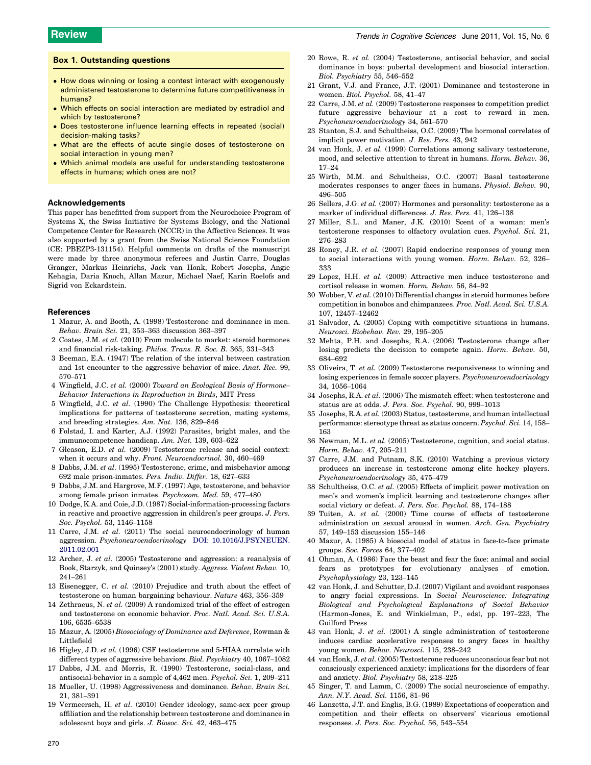### Box 1. Outstanding questions

- How does winning or losing a contest interact with exogenously administered testosterone to determine future competitiveness in humans?
- Which effects on social interaction are mediated by estradiol and which by testosterone?
- Does testosterone influence learning effects in repeated (social) decision-making tasks?
- What are the effects of acute single doses of testosterone on social interaction in young men?
- Which animal models are useful for understanding testosterone effects in humans; which ones are not?

## Acknowledgements

This paper has benefitted from support from the Neurochoice Program of Systems X, the Swiss Initiative for Systems Biology, and the National Competence Center for Research (NCCR) in the Affective Sciences. It was also supported by a grant from the Swiss National Science Foundation (CE: PBEZP3-131154). Helpful comments on drafts of the manuscript were made by three anonymous referees and Justin Carre, Douglas Granger, Markus Heinrichs, Jack van Honk, Robert Josephs, Angie Kehagia, Daria Knoch, Allan Mazur, Michael Naef, Karin Roelofs and Sigrid von Eckardstein.

## References

1 Mazur, A. and Booth, A. (1998) Testosterone and dominance in men. *Behav. Brain Sci.* 21, 353–363 discussion 363–397

2 Coates, J.M. *et al.* (2010) From molecule to market: steroid hormones and financial risk-taking. *Philos. Trans. R. Soc. B.* 365, 331–343

3 Beeman, E.A. (1947) The relation of the interval between castration and 1st encounter to the aggressive behavior of mice. *Anat. Rec.* 99, 570–571

4 Wingfield, J.C. *et al.* (2000) *Toward an Ecological Basis of Hormone–Behavior Interactions in Reproduction in Birds*, MIT Press

5 Wingfield, J.C. *et al.* (1990) The Challenge Hypothesis: theoretical implications for patterns of testosterone secretion, mating systems, and breeding strategies. *Am. Nat.* 136, 829–846

6 Folstad, I. and Karter, A.J. (1992) Parasites, bright males, and the immunocompetence handicap. *Am. Nat.* 139, 603–622

7 Gleason, E.D. *et al.* (2009) Testosterone release and social context: when it occurs and why. *Front. Neuroendocrinol.* 30, 460–469

8 Dabbs, J.M. *et al.* (1995) Testosterone, crime, and misbehavior among 692 male prison-inmates. *Pers. Indiv. Differ.* 18, 627–633

9 Dabbs, J.M. and Hargrove, M.F. (1997) Age, testosterone, and behavior among female prison inmates. *Psychosom. Med.* 59, 477–480

10 Dodge, K.A. and Coie, J.D. (1987) Social-information-processing factors in reactive and proactive aggression in children's peer groups. *J. Pers. Soc. Psychol.* 53, 1146–1158

11 Carre, J.M. *et al.* (2011) The social neuroendocrinology of human aggression. *Psychoneuroendocrinology* DOI: 10.1016/J.PSYNEUEN.2011.02.001

12 Archer, J. *et al.* (2005) Testosterone and aggression: a reanalysis of Book, Starzyk, and Quinsey's (2001) study. *Aggress. Violent Behav.* 10, 241–261

13 Eisenegger, C. *et al.* (2010) Prejudice and truth about the effect of testosterone on human bargaining behaviour. *Nature* 463, 356–359

14 Zethraeus, N. *et al.* (2009) A randomized trial of the effect of estrogen and testosterone on economic behavior. *Proc. Natl. Acad. Sci. U.S.A.* 106, 6535–6538

15 Mazur, A. (2005) *Biosociology of Dominance and Deference*, Rowman & Littlefield

16 Higley, J.D. *et al.* (1996) CSF testosterone and 5-HIAA correlate with different types of aggressive behaviors. *Biol. Psychiatry* 40, 1067–1082

17 Dabbs, J.M. and Morris, R. (1990) Testosterone, social-class, and antisocial-behavior in a sample of 4,462 men. *Psychol. Sci.* 1, 209–211

18 Mueller, U. (1998) Aggressiveness and dominance. *Behav. Brain Sci.* 21, 381–391

19 Vermeersch, H. *et al.* (2010) Gender ideology, same-sex peer group affiliation and the relationship between testosterone and dominance in adolescent boys and girls. *J. Biosoc. Sci.* 42, 463–475

20 Rowe, R. *et al.* (2004) Testosterone, antisocial behavior, and social dominance in boys: pubertal development and biosocial interaction. *Biol. Psychiatry* 55, 546–552

21 Grant, V.J. and France, J.T. (2001) Dominance and testosterone in women. *Biol. Psychol.* 58, 41–47

22 Carre, J.M. *et al.* (2009) Testosterone responses to competition predict future aggressive behaviour at a cost to reward in men. *Psychoneuroendocrinology* 34, 561–570

23 Stanton, S.J. and Schultheiss, O.C. (2009) The hormonal correlates of implicit power motivation. *J. Res. Pers.* 43, 942

24 van Honk, J. *et al.* (1999) Correlations among salivary testosterone, mood, and selective attention to threat in humans. *Horm. Behav.* 36, 17–24

25 Wirth, M.M. and Schultheiss, O.C. (2007) Basal testosterone moderates responses to anger faces in humans. *Physiol. Behav.* 90, 496–505

26 Sellers, J.G. *et al.* (2007) Hormones and personality: testosterone as a marker of individual differences. *J. Res. Pers.* 41, 126–138

27 Miller, S.L. and Maner, J.K. (2010) Scent of a woman: men's testosterone responses to olfactory ovulation cues. *Psychol. Sci.* 21, 276–283

28 Roney, J.R. *et al.* (2007) Rapid endocrine responses of young men to social interactions with young women. *Horm. Behav.* 52, 326–333

29 Lopez, H.H. *et al.* (2009) Attractive men induce testosterone and cortisol release in women. *Horm. Behav.* 56, 84–92

30 Wobber, V. *et al.* (2010) Differential changes in steroid hormones before competition in bonobos and chimpanzees. *Proc. Natl. Acad. Sci. U.S.A.* 107, 12457–12462

31 Salvador, A. (2005) Coping with competitive situations in humans. *Neurosci. Biobehav. Rev.* 29, 195–205

32 Mehta, P.H. and Josephs, R.A. (2006) Testosterone change after losing predicts the decision to compete again. *Horm. Behav.* 50, 684–692

33 Oliveira, T. *et al.* (2009) Testosterone responsiveness to winning and losing experiences in female soccer players. *Psychoneuroendocrinology* 34, 1056–1064

34 Josephs, R.A. *et al.* (2006) The mismatch effect: when testosterone and status are at odds. *J. Pers. Soc. Psychol.* 90, 999–1013

35 Josephs, R.A. *et al.* (2003) Status, testosterone, and human intellectual performance: stereotype threat as status concern. *Psychol. Sci.* 14, 158–163

36 Newman, M.L. *et al.* (2005) Testosterone, cognition, and social status. *Horm. Behav.* 47, 205–211

37 Carre, J.M. and Putnam, S.K. (2010) Watching a previous victory produces an increase in testosterone among elite hockey players. *Psychoneuroendocrinology* 35, 475–479

38 Schultheiss, O.C. *et al.* (2005) Effects of implicit power motivation on men's and women's implicit learning and testosterone changes after social victory or defeat. *J. Pers. Soc. Psychol.* 88, 174–188

39 Tuiten, A. *et al.* (2000) Time course of effects of testosterone administration on sexual arousal in women. *Arch. Gen. Psychiatry* 57, 149–153 discussion 155–146

40 Mazur, A. (1985) A biosocial model of status in face-to-face primate groups. *Soc. Forces* 64, 377–402

41 Ohman, A. (1986) Face the beast and fear the face: animal and social fears as prototypes for evolutionary analyses of emotion. *Psychophysiology* 23, 123–145

42 van Honk, J. and Schutter, D.J. (2007) Vigilant and avoidant responses to angry facial expressions. In *Social Neuroscience: Integrating Biological and Psychological Explanations of Social Behavior* (Harmon-Jones, E. and Winkielman, P., eds), pp. 197–223, The Guilford Press

43 van Honk, J. *et al.* (2001) A single administration of testosterone induces cardiac accelerative responses to angry faces in healthy young women. *Behav. Neurosci.* 115, 238–242

44 van Honk, J. *et al.* (2005) Testosterone reduces unconscious fear but not consciously experienced anxiety: implications for the disorders of fear and anxiety. *Biol. Psychiatry* 58, 218–225

45 Singer, T. and Lamm, C. (2009) The social neuroscience of empathy. *Ann. N.Y. Acad. Sci.* 1156, 81–96

46 Lanzetta, J.T. and Englis, B.G. (1989) Expectations of cooperation and competition and their effects on observers' vicarious emotional responses. *J. Pers. Soc. Psychol.* 56, 543–554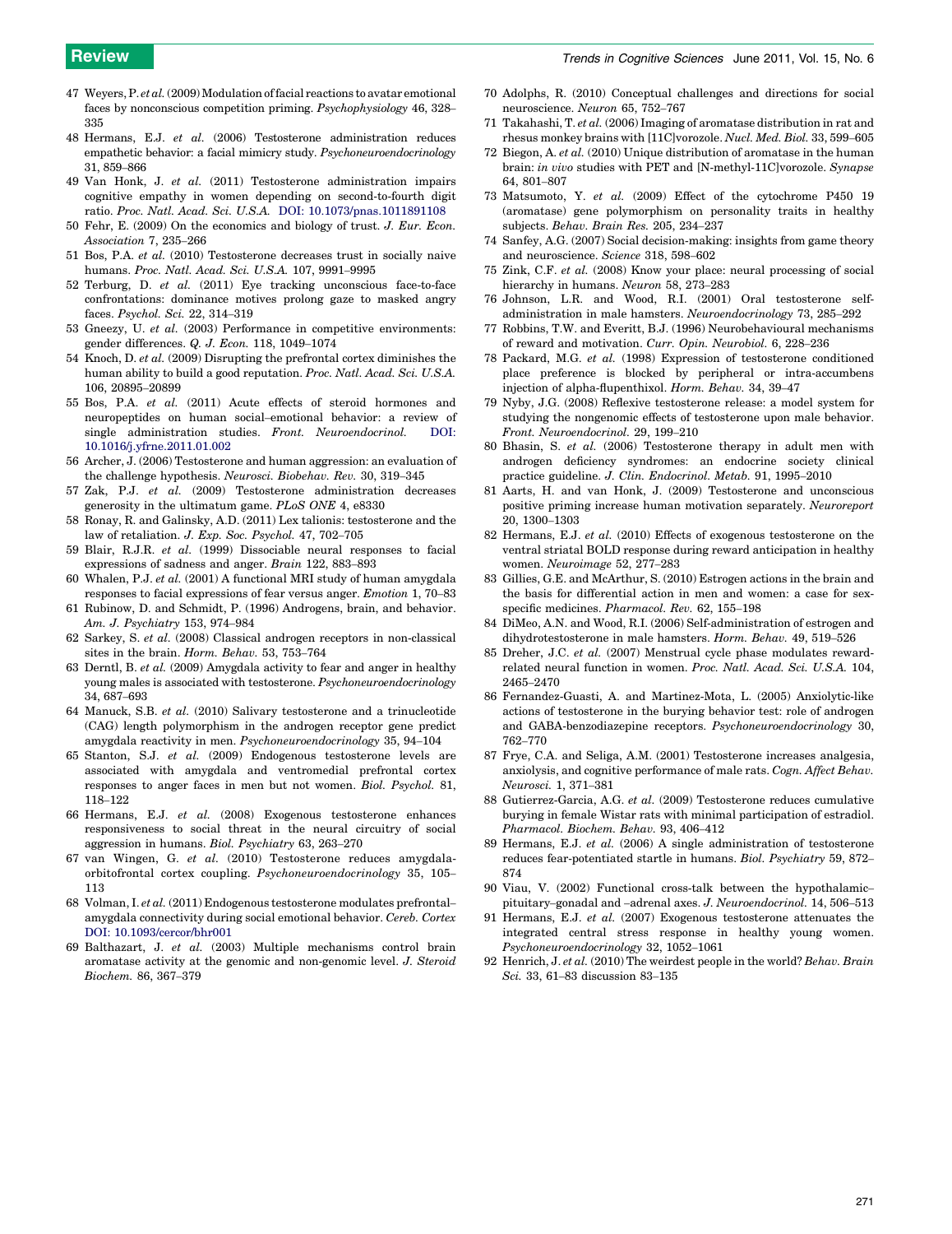47 Weyers, P. *et al.* (2009) Modulation of facial reactions to avatar emotional faces by nonconscious competition priming. *Psychophysiology* 46, 328–335

48 Hermans, E.J. *et al.* (2006) Testosterone administration reduces empathetic behavior: a facial mimicry study. *Psychoneuroendocrinology* 31, 859–866

49 Van Honk, J. *et al.* (2011) Testosterone administration impairs cognitive empathy in women depending on second-to-fourth digit ratio. *Proc. Natl. Acad. Sci. U.S.A.* DOI: 10.1073/pnas.1011891108

50 Fehr, E. (2009) On the economics and biology of trust. *J. Eur. Econ. Association* 7, 235–266

51 Bos, P.A. *et al.* (2010) Testosterone decreases trust in socially naive humans. *Proc. Natl. Acad. Sci. U.S.A.* 107, 9991–9995

52 Terburg, D. *et al.* (2011) Eye tracking unconscious face-to-face confrontations: dominance motives prolong gaze to masked angry faces. *Psychol. Sci.* 22, 314–319

53 Gneezy, U. *et al.* (2003) Performance in competitive environments: gender differences. *Q. J. Econ.* 118, 1049–1074

54 Knoch, D. *et al.* (2009) Disrupting the prefrontal cortex diminishes the human ability to build a good reputation. *Proc. Natl. Acad. Sci. U.S.A.* 106, 20895–20899

55 Bos, P.A. *et al.* (2011) Acute effects of steroid hormones and neuropeptides on human social–emotional behavior: a review of single administration studies. *Front. Neuroendocrinol.* DOI: 10.1016/j.yfrne.2011.01.002

56 Archer, J. (2006) Testosterone and human aggression: an evaluation of the challenge hypothesis. *Neurosci. Biobehav. Rev.* 30, 319–345

57 Zak, P.J. *et al.* (2009) Testosterone administration decreases generosity in the ultimatum game. *PLoS ONE* 4, e8330

58 Ronay, R. and Galinsky, A.D. (2011) Lex talionis: testosterone and the law of retaliation. *J. Exp. Soc. Psychol.* 47, 702–705

59 Blair, R.J.R. *et al.* (1999) Dissociable neural responses to facial expressions of sadness and anger. *Brain* 122, 883–893

60 Whalen, P.J. *et al.* (2001) A functional MRI study of human amygdala responses to facial expressions of fear versus anger. *Emotion* 1, 70–83

61 Rubinow, D. and Schmidt, P. (1996) Androgens, brain, and behavior. *Am. J. Psychiatry* 153, 974–984

62 Sarkey, S. *et al.* (2008) Classical androgen receptors in non-classical sites in the brain. *Horm. Behav.* 53, 753–764

63 Derntl, B. *et al.* (2009) Amygdala activity to fear and anger in healthy young males is associated with testosterone. *Psychoneuroendocrinology* 34, 687–693

64 Manuck, S.B. *et al.* (2010) Salivary testosterone and a trinucleotide (CAG) length polymorphism in the androgen receptor gene predict amygdala reactivity in men. *Psychoneuroendocrinology* 35, 94–104

65 Stanton, S.J. *et al.* (2009) Endogenous testosterone levels are associated with amygdala and ventromedial prefrontal cortex responses to anger faces in men but not women. *Biol. Psychol.* 81, 118–122

66 Hermans, E.J. *et al.* (2008) Exogenous testosterone enhances responsiveness to social threat in the neural circuitry of social aggression in humans. *Biol. Psychiatry* 63, 263–270

67 van Wingen, G. *et al.* (2010) Testosterone reduces amygdala-orbitofrontal cortex coupling. *Psychoneuroendocrinology* 35, 105–113

68 Volman, I. *et al.* (2011) Endogenous testosterone modulates prefrontal–amygdala connectivity during social emotional behavior. *Cereb. Cortex* DOI: 10.1093/cercor/bhr001

69 Balthazart, J. *et al.* (2003) Multiple mechanisms control brain aromatase activity at the genomic and non-genomic level. *J. Steroid Biochem.* 86, 367–379

70 Adolphs, R. (2010) Conceptual challenges and directions for social neuroscience. *Neuron* 65, 752–767

71 Takahashi, T. *et al.* (2006) Imaging of aromatase distribution in rat and rhesus monkey brains with [11C]vorozole. *Nucl. Med. Biol.* 33, 599–605

72 Biegon, A. *et al.* (2010) Unique distribution of aromatase in the human brain: *in vivo* studies with PET and [N-methyl-11C]vorozole. *Synapse* 64, 801–807

73 Matsumoto, Y. *et al.* (2009) Effect of the cytochrome P450 19 (aromatase) gene polymorphism on personality traits in healthy subjects. *Behav. Brain Res.* 205, 234–237

74 Sanfey, A.G. (2007) Social decision-making: insights from game theory and neuroscience. *Science* 318, 598–602

75 Zink, C.F. *et al.* (2008) Know your place: neural processing of social hierarchy in humans. *Neuron* 58, 273–283

76 Johnson, L.R. and Wood, R.I. (2001) Oral testosterone self-administration in male hamsters. *Neuroendocrinology* 73, 285–292

77 Robbins, T.W. and Everitt, B.J. (1996) Neurobehavioural mechanisms of reward and motivation. *Curr. Opin. Neurobiol.* 6, 228–236

78 Packard, M.G. *et al.* (1998) Expression of testosterone conditioned place preference is blocked by peripheral or intra-accumbens injection of alpha-flupenthixol. *Horm. Behav.* 34, 39–47

79 Nyby, J.G. (2008) Reflexive testosterone release: a model system for studying the nongenomic effects of testosterone upon male behavior. *Front. Neuroendocrinol.* 29, 199–210

80 Bhasin, S. *et al.* (2006) Testosterone therapy in adult men with androgen deficiency syndromes: an endocrine society clinical practice guideline. *J. Clin. Endocrinol. Metab.* 91, 1995–2010

81 Aarts, H. and van Honk, J. (2009) Testosterone and unconscious positive priming increase human motivation separately. *Neuroreport* 20, 1300–1303

82 Hermans, E.J. *et al.* (2010) Effects of exogenous testosterone on the ventral striatal BOLD response during reward anticipation in healthy women. *Neuroimage* 52, 277–283

83 Gillies, G.E. and McArthur, S. (2010) Estrogen actions in the brain and the basis for differential action in men and women: a case for sex-specific medicines. *Pharmacol. Rev.* 62, 155–198

84 DiMeo, A.N. and Wood, R.I. (2006) Self-administration of estrogen and dihydrotestosterone in male hamsters. *Horm. Behav.* 49, 519–526

85 Dreher, J.C. *et al.* (2007) Menstrual cycle phase modulates reward-related neural function in women. *Proc. Natl. Acad. Sci. U.S.A.* 104, 2465–2470

86 Fernandez-Guasti, A. and Martinez-Mota, L. (2005) Anxiolytic-like actions of testosterone in the burying behavior test: role of androgen and GABA-benzodiazepine receptors. *Psychoneuroendocrinology* 30, 762–770

87 Frye, C.A. and Seliga, A.M. (2001) Testosterone increases analgesia, anxiolysis, and cognitive performance of male rats. *Cogn. Affect Behav. Neurosci.* 1, 371–381

88 Gutierrez-Garcia, A.G. *et al.* (2009) Testosterone reduces cumulative burying in female Wistar rats with minimal participation of estradiol. *Pharmacol. Biochem. Behav.* 93, 406–412

89 Hermans, E.J. *et al.* (2006) A single administration of testosterone reduces fear-potentiated startle in humans. *Biol. Psychiatry* 59, 872–874

90 Viau, V. (2002) Functional cross-talk between the hypothalamic–pituitary–gonadal and –adrenal axes. *J. Neuroendocrinol.* 14, 506–513

91 Hermans, E.J. *et al.* (2007) Exogenous testosterone attenuates the integrated central stress response in healthy young women. *Psychoneuroendocrinology* 32, 1052–1061

92 Henrich, J. *et al.* (2010) The weirdest people in the world? *Behav. Brain Sci.* 33, 61–83 discussion 83–135